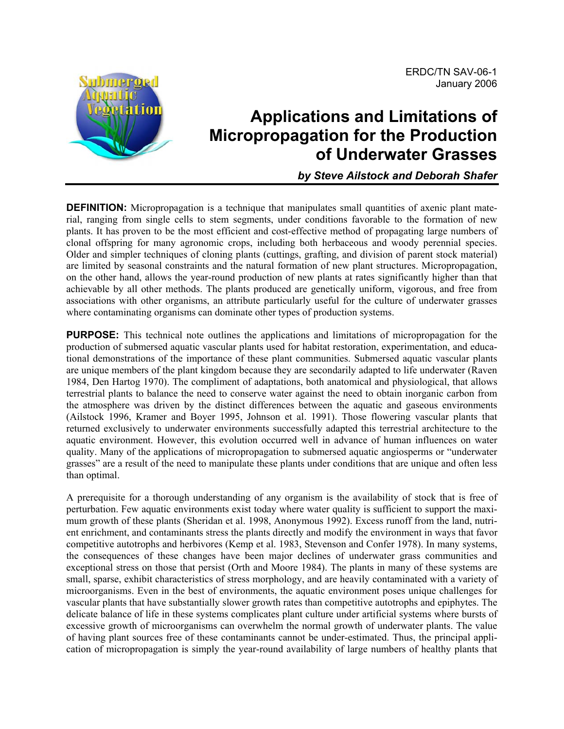ERDC/TN SAV-06-1
January 2006

# Applications and Limitations of Micropropagation for the Production of Underwater Grasses

***by Steve Ailstock and Deborah Shafer***

**DEFINITION:** Micropropagation is a technique that manipulates small quantities of axenic plant material, ranging from single cells to stem segments, under conditions favorable to the formation of new plants. It has proven to be the most efficient and cost-effective method of propagating large numbers of clonal offspring for many agronomic crops, including both herbaceous and woody perennial species. Older and simpler techniques of cloning plants (cuttings, grafting, and division of parent stock material) are limited by seasonal constraints and the natural formation of new plant structures. Micropropagation, on the other hand, allows the year-round production of new plants at rates significantly higher than that achievable by all other methods. The plants produced are genetically uniform, vigorous, and free from associations with other organisms, an attribute particularly useful for the culture of underwater grasses where contaminating organisms can dominate other types of production systems.

**PURPOSE:** This technical note outlines the applications and limitations of micropropagation for the production of submersed aquatic vascular plants used for habitat restoration, experimentation, and educational demonstrations of the importance of these plant communities. Submersed aquatic vascular plants are unique members of the plant kingdom because they are secondarily adapted to life underwater (Raven 1984, Den Hartog 1970). The compliment of adaptations, both anatomical and physiological, that allows terrestrial plants to balance the need to conserve water against the need to obtain inorganic carbon from the atmosphere was driven by the distinct differences between the aquatic and gaseous environments (Ailstock 1996, Kramer and Boyer 1995, Johnson et al. 1991). Those flowering vascular plants that returned exclusively to underwater environments successfully adapted this terrestrial architecture to the aquatic environment. However, this evolution occurred well in advance of human influences on water quality. Many of the applications of micropropagation to submersed aquatic angiosperms or "underwater grasses" are a result of the need to manipulate these plants under conditions that are unique and often less than optimal.

A prerequisite for a thorough understanding of any organism is the availability of stock that is free of perturbation. Few aquatic environments exist today where water quality is sufficient to support the maximum growth of these plants (Sheridan et al. 1998, Anonymous 1992). Excess runoff from the land, nutrient enrichment, and contaminants stress the plants directly and modify the environment in ways that favor competitive autotrophs and herbivores (Kemp et al. 1983, Stevenson and Confer 1978). In many systems, the consequences of these changes have been major declines of underwater grass communities and exceptional stress on those that persist (Orth and Moore 1984). The plants in many of these systems are small, sparse, exhibit characteristics of stress morphology, and are heavily contaminated with a variety of microorganisms. Even in the best of environments, the aquatic environment poses unique challenges for vascular plants that have substantially slower growth rates than competitive autotrophs and epiphytes. The delicate balance of life in these systems complicates plant culture under artificial systems where bursts of excessive growth of microorganisms can overwhelm the normal growth of underwater plants. The value of having plant sources free of these contaminants cannot be under-estimated. Thus, the principal application of micropropagation is simply the year-round availability of large numbers of healthy plants that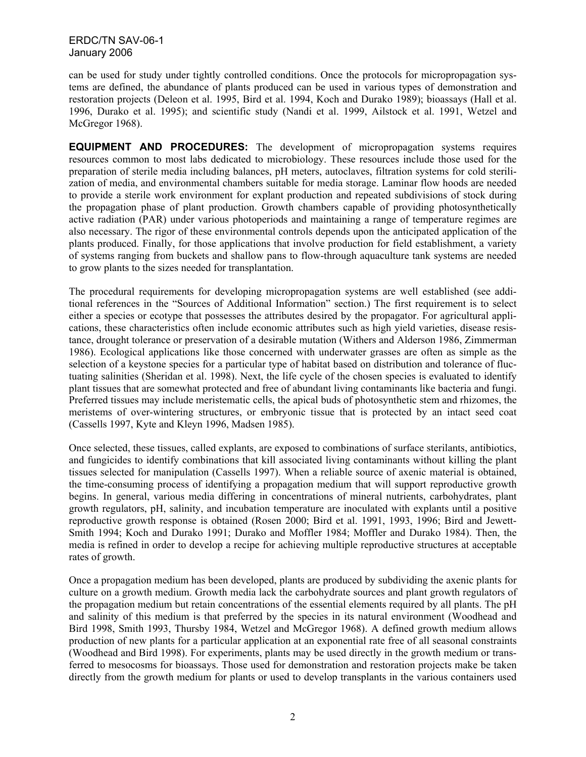can be used for study under tightly controlled conditions. Once the protocols for micropropagation systems are defined, the abundance of plants produced can be used in various types of demonstration and restoration projects (Deleon et al. 1995, Bird et al. 1994, Koch and Durako 1989); bioassays (Hall et al. 1996, Durako et al. 1995); and scientific study (Nandi et al. 1999, Ailstock et al. 1991, Wetzel and McGregor 1968).

**EQUIPMENT AND PROCEDURES:** The development of micropropagation systems requires resources common to most labs dedicated to microbiology. These resources include those used for the preparation of sterile media including balances, pH meters, autoclaves, filtration systems for cold sterilization of media, and environmental chambers suitable for media storage. Laminar flow hoods are needed to provide a sterile work environment for explant production and repeated subdivisions of stock during the propagation phase of plant production. Growth chambers capable of providing photosynthetically active radiation (PAR) under various photoperiods and maintaining a range of temperature regimes are also necessary. The rigor of these environmental controls depends upon the anticipated application of the plants produced. Finally, for those applications that involve production for field establishment, a variety of systems ranging from buckets and shallow pans to flow-through aquaculture tank systems are needed to grow plants to the sizes needed for transplantation.

The procedural requirements for developing micropropagation systems are well established (see additional references in the "Sources of Additional Information" section.) The first requirement is to select either a species or ecotype that possesses the attributes desired by the propagator. For agricultural applications, these characteristics often include economic attributes such as high yield varieties, disease resistance, drought tolerance or preservation of a desirable mutation (Withers and Alderson 1986, Zimmerman 1986). Ecological applications like those concerned with underwater grasses are often as simple as the selection of a keystone species for a particular type of habitat based on distribution and tolerance of fluctuating salinities (Sheridan et al. 1998). Next, the life cycle of the chosen species is evaluated to identify plant tissues that are somewhat protected and free of abundant living contaminants like bacteria and fungi. Preferred tissues may include meristematic cells, the apical buds of photosynthetic stem and rhizomes, the meristems of over-wintering structures, or embryonic tissue that is protected by an intact seed coat (Cassells 1997, Kyte and Kleyn 1996, Madsen 1985).

Once selected, these tissues, called explants, are exposed to combinations of surface sterilants, antibiotics, and fungicides to identify combinations that kill associated living contaminants without killing the plant tissues selected for manipulation (Cassells 1997). When a reliable source of axenic material is obtained, the time-consuming process of identifying a propagation medium that will support reproductive growth begins. In general, various media differing in concentrations of mineral nutrients, carbohydrates, plant growth regulators, pH, salinity, and incubation temperature are inoculated with explants until a positive reproductive growth response is obtained (Rosen 2000; Bird et al. 1991, 1993, 1996; Bird and Jewett-Smith 1994; Koch and Durako 1991; Durako and Moffler 1984; Moffler and Durako 1984). Then, the media is refined in order to develop a recipe for achieving multiple reproductive structures at acceptable rates of growth.

Once a propagation medium has been developed, plants are produced by subdividing the axenic plants for culture on a growth medium. Growth media lack the carbohydrate sources and plant growth regulators of the propagation medium but retain concentrations of the essential elements required by all plants. The pH and salinity of this medium is that preferred by the species in its natural environment (Woodhead and Bird 1998, Smith 1993, Thursby 1984, Wetzel and McGregor 1968). A defined growth medium allows production of new plants for a particular application at an exponential rate free of all seasonal constraints (Woodhead and Bird 1998). For experiments, plants may be used directly in the growth medium or transferred to mesocosms for bioassays. Those used for demonstration and restoration projects make be taken directly from the growth medium for plants or used to develop transplants in the various containers used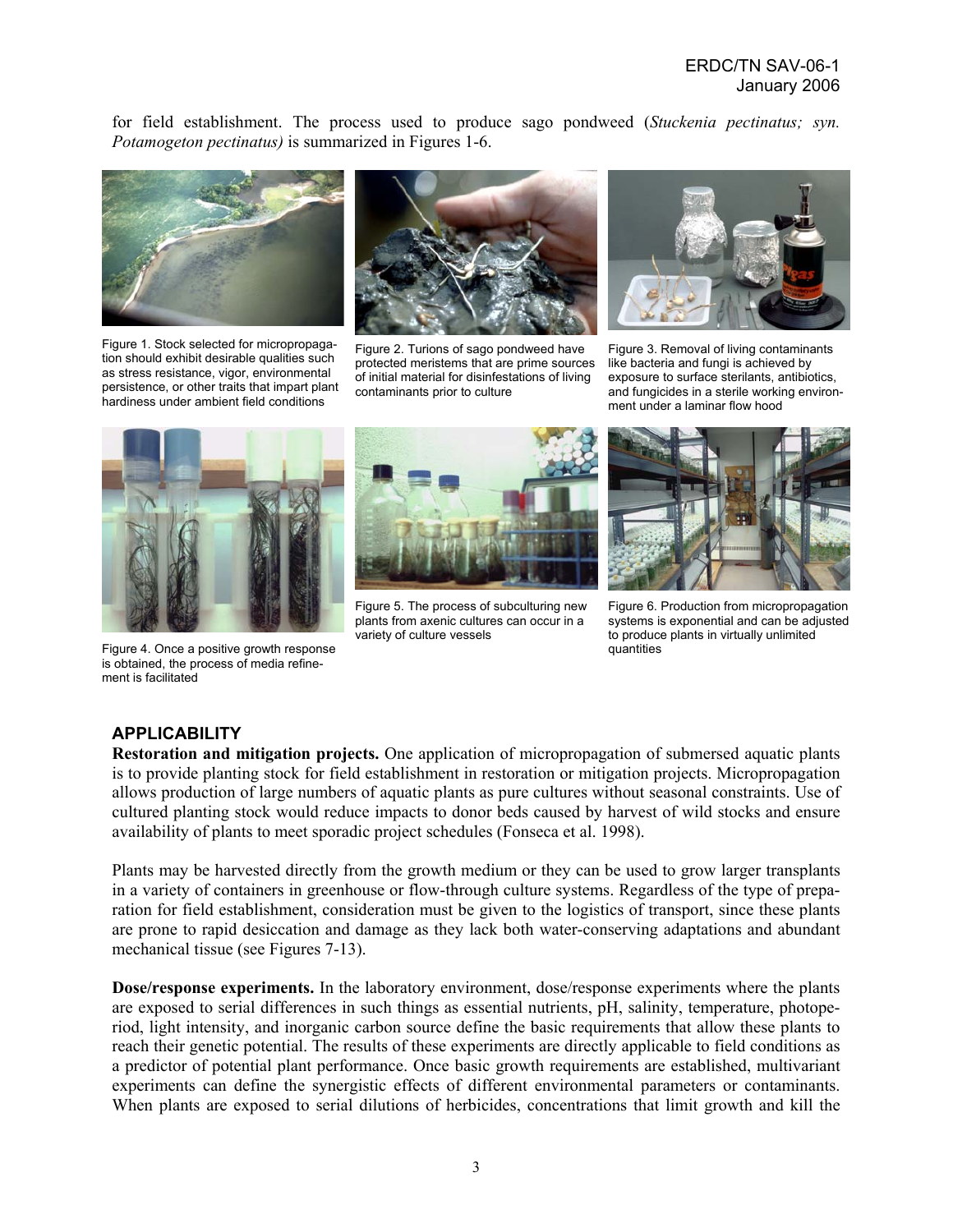for field establishment. The process used to produce sago pondweed (*Stuckenia pectinatus; syn. Potamogeton pectinatus)* is summarized in Figures 1-6.

Figure 1. Stock selected for micropropagation should exhibit desirable qualities such as stress resistance, vigor, environmental persistence, or other traits that impart plant hardiness under ambient field conditions

Figure 2. Turions of sago pondweed have protected meristems that are prime sources of initial material for disinfestations of living contaminants prior to culture

Figure 3. Removal of living contaminants like bacteria and fungi is achieved by exposure to surface sterilants, antibiotics, and fungicides in a sterile working environment under a laminar flow hood

Figure 4. Once a positive growth response is obtained, the process of media refinement is facilitated

Figure 5. The process of subculturing new plants from axenic cultures can occur in a variety of culture vessels

Figure 6. Production from micropropagation systems is exponential and can be adjusted to produce plants in virtually unlimited quantities

## APPLICABILITY

**Restoration and mitigation projects.** One application of micropropagation of submersed aquatic plants is to provide planting stock for field establishment in restoration or mitigation projects. Micropropagation allows production of large numbers of aquatic plants as pure cultures without seasonal constraints. Use of cultured planting stock would reduce impacts to donor beds caused by harvest of wild stocks and ensure availability of plants to meet sporadic project schedules (Fonseca et al. 1998).

Plants may be harvested directly from the growth medium or they can be used to grow larger transplants in a variety of containers in greenhouse or flow-through culture systems. Regardless of the type of preparation for field establishment, consideration must be given to the logistics of transport, since these plants are prone to rapid desiccation and damage as they lack both water-conserving adaptations and abundant mechanical tissue (see Figures 7-13).

**Dose/response experiments.** In the laboratory environment, dose/response experiments where the plants are exposed to serial differences in such things as essential nutrients, pH, salinity, temperature, photoperiod, light intensity, and inorganic carbon source define the basic requirements that allow these plants to reach their genetic potential. The results of these experiments are directly applicable to field conditions as a predictor of potential plant performance. Once basic growth requirements are established, multivariant experiments can define the synergistic effects of different environmental parameters or contaminants. When plants are exposed to serial dilutions of herbicides, concentrations that limit growth and kill the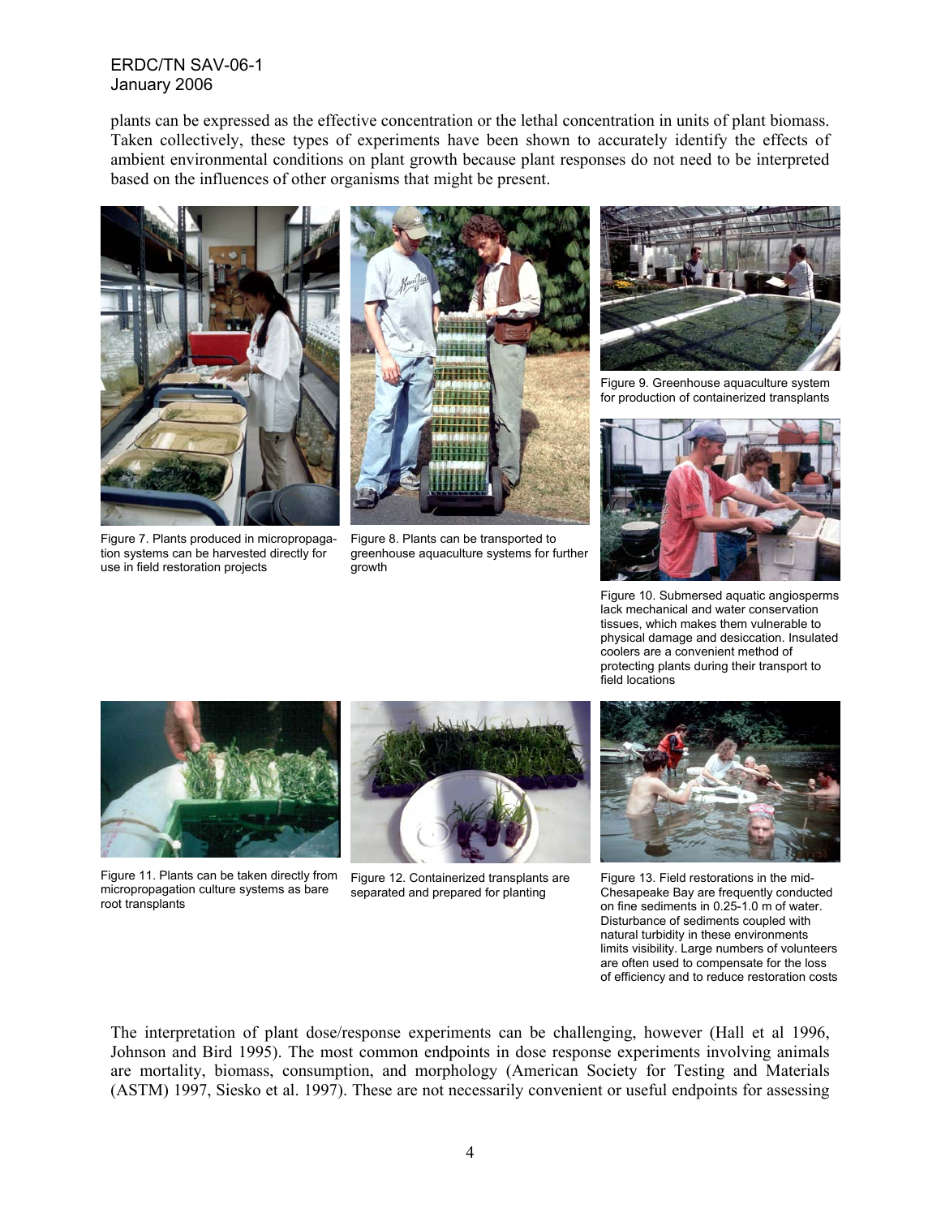plants can be expressed as the effective concentration or the lethal concentration in units of plant biomass. Taken collectively, these types of experiments have been shown to accurately identify the effects of ambient environmental conditions on plant growth because plant responses do not need to be interpreted based on the influences of other organisms that might be present.

Figure 7. Plants produced in micropropagation systems can be harvested directly for use in field restoration projects

Figure 8. Plants can be transported to greenhouse aquaculture systems for further growth

Figure 9. Greenhouse aquaculture system for production of containerized transplants

Figure 10. Submersed aquatic angiosperms lack mechanical and water conservation tissues, which makes them vulnerable to physical damage and desiccation. Insulated coolers are a convenient method of protecting plants during their transport to field locations

Figure 11. Plants can be taken directly from micropropagation culture systems as bare root transplants

Figure 12. Containerized transplants are separated and prepared for planting

Figure 13. Field restorations in the mid-Chesapeake Bay are frequently conducted on fine sediments in 0.25-1.0 m of water. Disturbance of sediments coupled with natural turbidity in these environments limits visibility. Large numbers of volunteers are often used to compensate for the loss of efficiency and to reduce restoration costs

The interpretation of plant dose/response experiments can be challenging, however (Hall et al 1996, Johnson and Bird 1995). The most common endpoints in dose response experiments involving animals are mortality, biomass, consumption, and morphology (American Society for Testing and Materials (ASTM) 1997, Siesko et al. 1997). These are not necessarily convenient or useful endpoints for assessing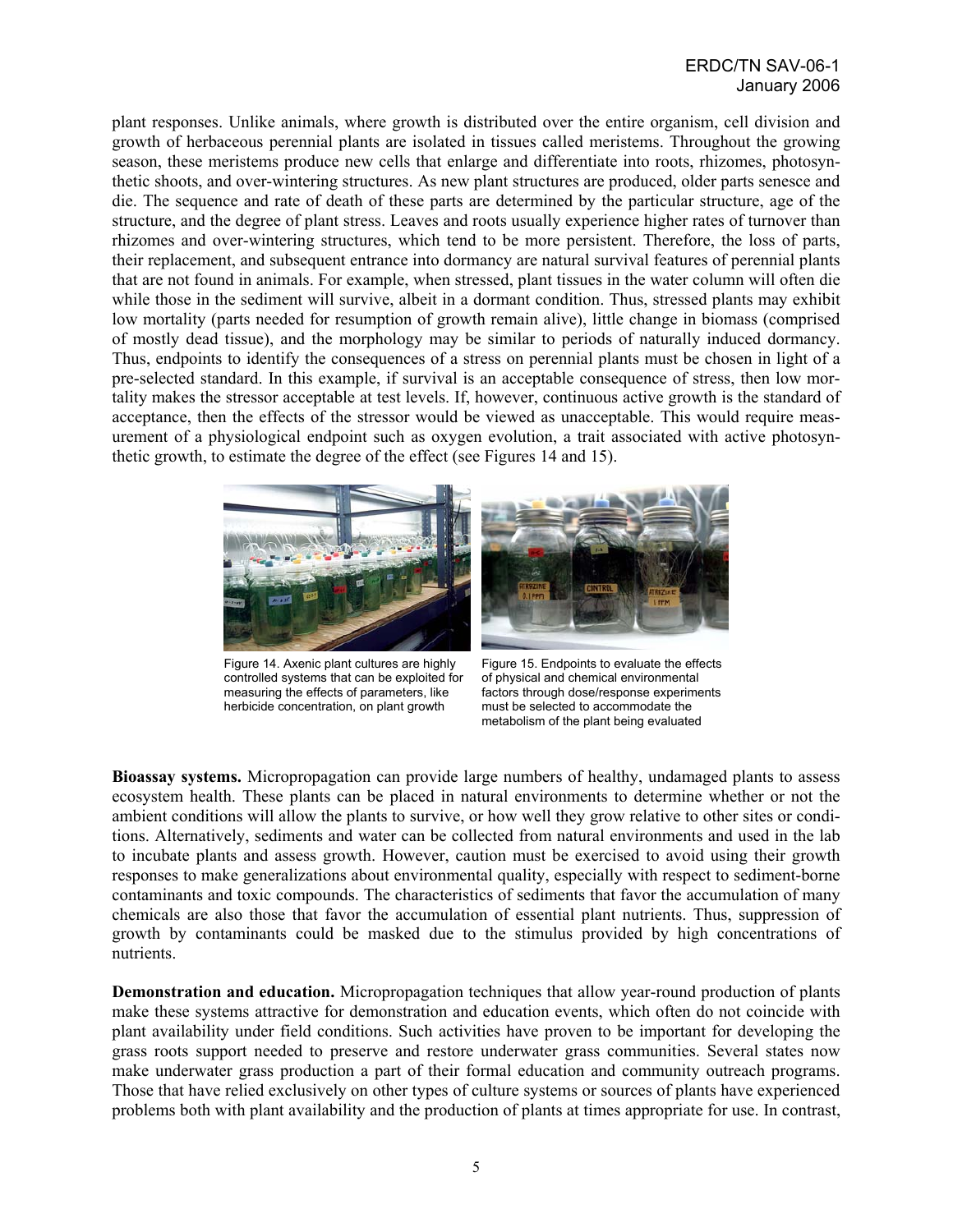plant responses. Unlike animals, where growth is distributed over the entire organism, cell division and growth of herbaceous perennial plants are isolated in tissues called meristems. Throughout the growing season, these meristems produce new cells that enlarge and differentiate into roots, rhizomes, photosynthetic shoots, and over-wintering structures. As new plant structures are produced, older parts senesce and die. The sequence and rate of death of these parts are determined by the particular structure, age of the structure, and the degree of plant stress. Leaves and roots usually experience higher rates of turnover than rhizomes and over-wintering structures, which tend to be more persistent. Therefore, the loss of parts, their replacement, and subsequent entrance into dormancy are natural survival features of perennial plants that are not found in animals. For example, when stressed, plant tissues in the water column will often die while those in the sediment will survive, albeit in a dormant condition. Thus, stressed plants may exhibit low mortality (parts needed for resumption of growth remain alive), little change in biomass (comprised of mostly dead tissue), and the morphology may be similar to periods of naturally induced dormancy. Thus, endpoints to identify the consequences of a stress on perennial plants must be chosen in light of a pre-selected standard. In this example, if survival is an acceptable consequence of stress, then low mortality makes the stressor acceptable at test levels. If, however, continuous active growth is the standard of acceptance, then the effects of the stressor would be viewed as unacceptable. This would require measurement of a physiological endpoint such as oxygen evolution, a trait associated with active photosynthetic growth, to estimate the degree of the effect (see Figures 14 and 15).

Figure 14. Axenic plant cultures are highly controlled systems that can be exploited for measuring the effects of parameters, like herbicide concentration, on plant growth

Figure 15. Endpoints to evaluate the effects of physical and chemical environmental factors through dose/response experiments must be selected to accommodate the metabolism of the plant being evaluated

**Bioassay systems.** Micropropagation can provide large numbers of healthy, undamaged plants to assess ecosystem health. These plants can be placed in natural environments to determine whether or not the ambient conditions will allow the plants to survive, or how well they grow relative to other sites or conditions. Alternatively, sediments and water can be collected from natural environments and used in the lab to incubate plants and assess growth. However, caution must be exercised to avoid using their growth responses to make generalizations about environmental quality, especially with respect to sediment-borne contaminants and toxic compounds. The characteristics of sediments that favor the accumulation of many chemicals are also those that favor the accumulation of essential plant nutrients. Thus, suppression of growth by contaminants could be masked due to the stimulus provided by high concentrations of nutrients.

**Demonstration and education.** Micropropagation techniques that allow year-round production of plants make these systems attractive for demonstration and education events, which often do not coincide with plant availability under field conditions. Such activities have proven to be important for developing the grass roots support needed to preserve and restore underwater grass communities. Several states now make underwater grass production a part of their formal education and community outreach programs. Those that have relied exclusively on other types of culture systems or sources of plants have experienced problems both with plant availability and the production of plants at times appropriate for use. In contrast,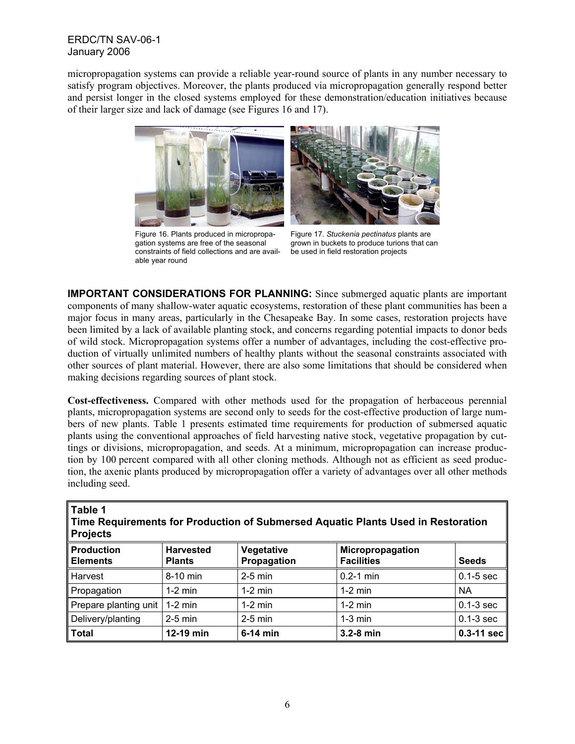micropropagation systems can provide a reliable year-round source of plants in any number necessary to satisfy program objectives. Moreover, the plants produced via micropropagation generally respond better and persist longer in the closed systems employed for these demonstration/education initiatives because of their larger size and lack of damage (see Figures 16 and 17).

Figure 16. Plants produced in micropropagation systems are free of the seasonal constraints of field collections and are available year round

Figure 17. *Stuckenia pectinatus* plants are grown in buckets to produce turions that can be used in field restoration projects

**IMPORTANT CONSIDERATIONS FOR PLANNING:** Since submerged aquatic plants are important components of many shallow-water aquatic ecosystems, restoration of these plant communities has been a major focus in many areas, particularly in the Chesapeake Bay. In some cases, restoration projects have been limited by a lack of available planting stock, and concerns regarding potential impacts to donor beds of wild stock. Micropropagation systems offer a number of advantages, including the cost-effective production of virtually unlimited numbers of healthy plants without the seasonal constraints associated with other sources of plant material. However, there are also some limitations that should be considered when making decisions regarding sources of plant stock.

**Cost-effectiveness.** Compared with other methods used for the propagation of herbaceous perennial plants, micropropagation systems are second only to seeds for the cost-effective production of large numbers of new plants. Table 1 presents estimated time requirements for production of submersed aquatic plants using the conventional approaches of field harvesting native stock, vegetative propagation by cuttings or divisions, micropropagation, and seeds. At a minimum, micropropagation can increase production by 100 percent compared with all other cloning methods. Although not as efficient as seed production, the axenic plants produced by micropropagation offer a variety of advantages over all other methods including seed.

**Table 1**
**Time Requirements for Production of Submersed Aquatic Plants Used in Restoration Projects**

| Production Elements | Harvested Plants | Vegetative Propagation | Micropropagation Facilities | Seeds |
|---|---|---|---|---|
| Harvest | 8-10 min | 2-5 min | 0.2-1 min | 0.1-5 sec |
| Propagation | 1-2 min | 1-2 min | 1-2 min | NA |
| Prepare planting unit | 1-2 min | 1-2 min | 1-2 min | 0.1-3 sec |
| Delivery/planting | 2-5 min | 2-5 min | 1-3 min | 0.1-3 sec |
| **Total** | **12-19 min** | **6-14 min** | **3.2-8 min** | **0.3-11 sec** |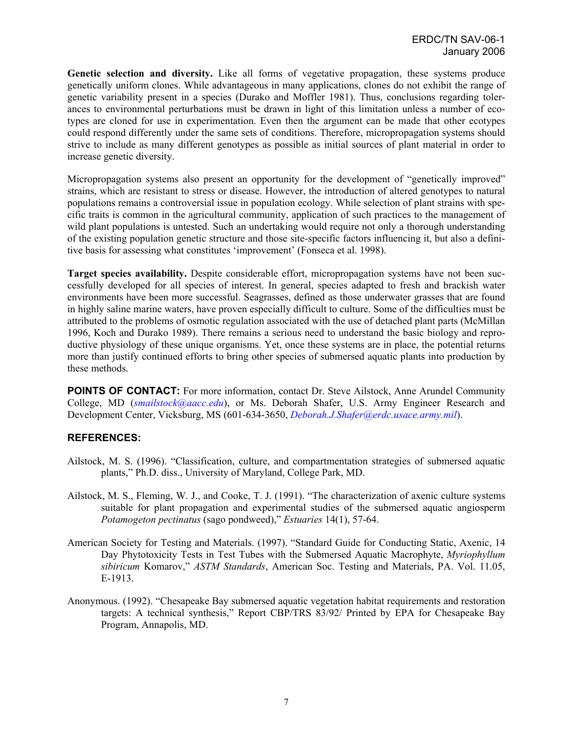**Genetic selection and diversity.** Like all forms of vegetative propagation, these systems produce genetically uniform clones. While advantageous in many applications, clones do not exhibit the range of genetic variability present in a species (Durako and Moffler 1981). Thus, conclusions regarding tolerances to environmental perturbations must be drawn in light of this limitation unless a number of ecotypes are cloned for use in experimentation. Even then the argument can be made that other ecotypes could respond differently under the same sets of conditions. Therefore, micropropagation systems should strive to include as many different genotypes as possible as initial sources of plant material in order to increase genetic diversity.

Micropropagation systems also present an opportunity for the development of "genetically improved" strains, which are resistant to stress or disease. However, the introduction of altered genotypes to natural populations remains a controversial issue in population ecology. While selection of plant strains with specific traits is common in the agricultural community, application of such practices to the management of wild plant populations is untested. Such an undertaking would require not only a thorough understanding of the existing population genetic structure and those site-specific factors influencing it, but also a definitive basis for assessing what constitutes 'improvement' (Fonseca et al. 1998).

**Target species availability.** Despite considerable effort, micropropagation systems have not been successfully developed for all species of interest. In general, species adapted to fresh and brackish water environments have been more successful. Seagrasses, defined as those underwater grasses that are found in highly saline marine waters, have proven especially difficult to culture. Some of the difficulties must be attributed to the problems of osmotic regulation associated with the use of detached plant parts (McMillan 1996, Koch and Durako 1989). There remains a serious need to understand the basic biology and reproductive physiology of these unique organisms. Yet, once these systems are in place, the potential returns more than justify continued efforts to bring other species of submersed aquatic plants into production by these methods.

**POINTS OF CONTACT:** For more information, contact Dr. Steve Ailstock, Anne Arundel Community College, MD (*smailstock@aacc.edu*), or Ms. Deborah Shafer, U.S. Army Engineer Research and Development Center, Vicksburg, MS (601-634-3650, *Deborah.J.Shafer@erdc.usace.army.mil*).

## REFERENCES:

Ailstock, M. S. (1996). "Classification, culture, and compartmentation strategies of submersed aquatic plants," Ph.D. diss., University of Maryland, College Park, MD.

Ailstock, M. S., Fleming, W. J., and Cooke, T. J. (1991). "The characterization of axenic culture systems suitable for plant propagation and experimental studies of the submersed aquatic angiosperm *Potamogeton pectinatus* (sago pondweed)," *Estuaries* 14(1), 57-64.

American Society for Testing and Materials. (1997). "Standard Guide for Conducting Static, Axenic, 14 Day Phytotoxicity Tests in Test Tubes with the Submersed Aquatic Macrophyte, *Myriophyllum sibiricum* Komarov," *ASTM Standards*, American Soc. Testing and Materials, PA. Vol. 11.05, E-1913.

Anonymous. (1992). "Chesapeake Bay submersed aquatic vegetation habitat requirements and restoration targets: A technical synthesis," Report CBP/TRS 83/92/ Printed by EPA for Chesapeake Bay Program, Annapolis, MD.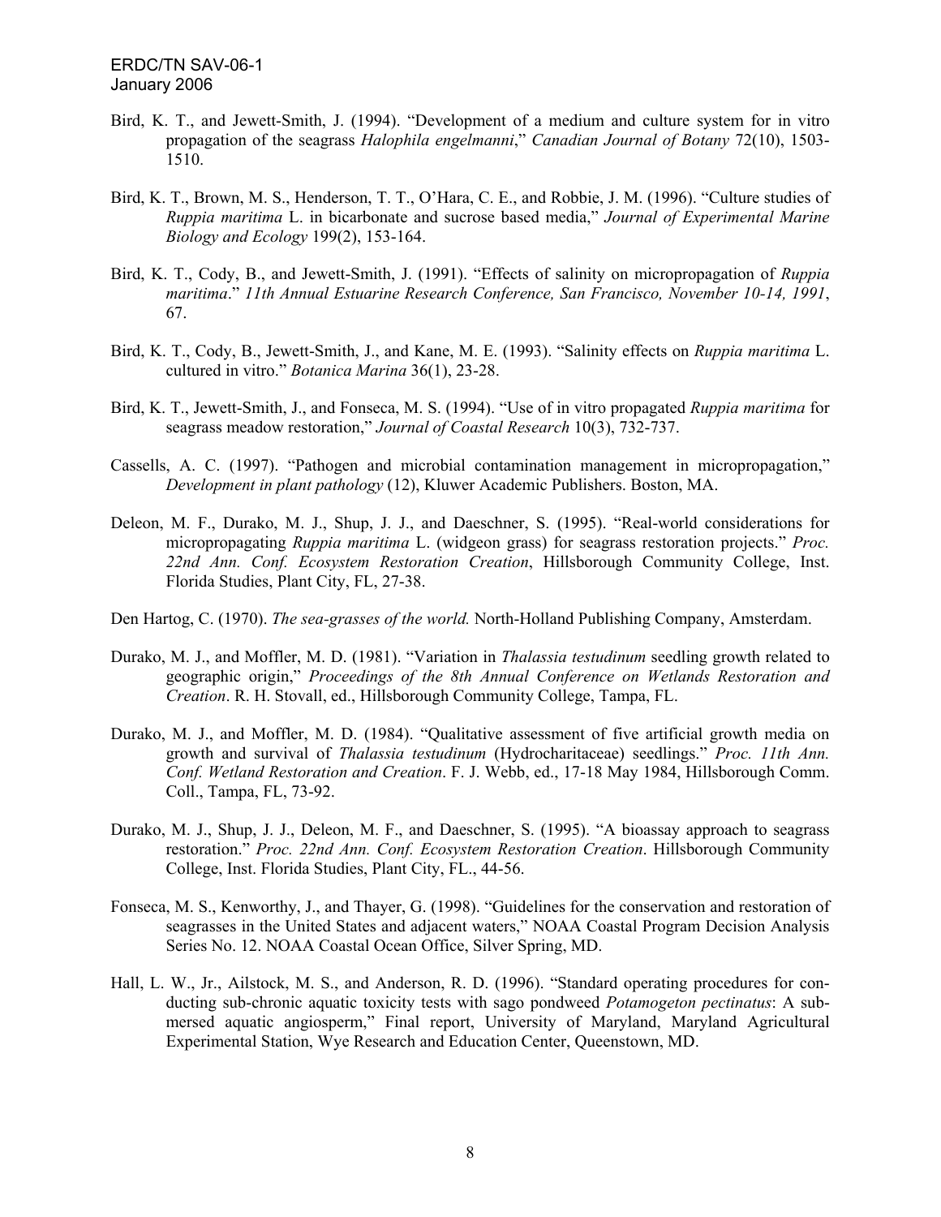Bird, K. T., and Jewett-Smith, J. (1994). "Development of a medium and culture system for in vitro propagation of the seagrass *Halophila engelmanni*," *Canadian Journal of Botany* 72(10), 1503-1510.

Bird, K. T., Brown, M. S., Henderson, T. T., O'Hara, C. E., and Robbie, J. M. (1996). "Culture studies of *Ruppia maritima* L. in bicarbonate and sucrose based media," *Journal of Experimental Marine Biology and Ecology* 199(2), 153-164.

Bird, K. T., Cody, B., and Jewett-Smith, J. (1991). "Effects of salinity on micropropagation of *Ruppia maritima*." *11th Annual Estuarine Research Conference, San Francisco, November 10-14, 1991*, 67.

Bird, K. T., Cody, B., Jewett-Smith, J., and Kane, M. E. (1993). "Salinity effects on *Ruppia maritima* L. cultured in vitro." *Botanica Marina* 36(1), 23-28.

Bird, K. T., Jewett-Smith, J., and Fonseca, M. S. (1994). "Use of in vitro propagated *Ruppia maritima* for seagrass meadow restoration," *Journal of Coastal Research* 10(3), 732-737.

Cassells, A. C. (1997). "Pathogen and microbial contamination management in micropropagation," *Development in plant pathology* (12), Kluwer Academic Publishers. Boston, MA.

Deleon, M. F., Durako, M. J., Shup, J. J., and Daeschner, S. (1995). "Real-world considerations for micropropagating *Ruppia maritima* L. (widgeon grass) for seagrass restoration projects." *Proc. 22nd Ann. Conf. Ecosystem Restoration Creation*, Hillsborough Community College, Inst. Florida Studies, Plant City, FL, 27-38.

Den Hartog, C. (1970). *The sea-grasses of the world.* North-Holland Publishing Company, Amsterdam.

Durako, M. J., and Moffler, M. D. (1981). "Variation in *Thalassia testudinum* seedling growth related to geographic origin," *Proceedings of the 8th Annual Conference on Wetlands Restoration and Creation*. R. H. Stovall, ed., Hillsborough Community College, Tampa, FL.

Durako, M. J., and Moffler, M. D. (1984). "Qualitative assessment of five artificial growth media on growth and survival of *Thalassia testudinum* (Hydrocharitaceae) seedlings." *Proc. 11th Ann. Conf. Wetland Restoration and Creation*. F. J. Webb, ed., 17-18 May 1984, Hillsborough Comm. Coll., Tampa, FL, 73-92.

Durako, M. J., Shup, J. J., Deleon, M. F., and Daeschner, S. (1995). "A bioassay approach to seagrass restoration." *Proc. 22nd Ann. Conf. Ecosystem Restoration Creation*. Hillsborough Community College, Inst. Florida Studies, Plant City, FL., 44-56.

Fonseca, M. S., Kenworthy, J., and Thayer, G. (1998). "Guidelines for the conservation and restoration of seagrasses in the United States and adjacent waters," NOAA Coastal Program Decision Analysis Series No. 12. NOAA Coastal Ocean Office, Silver Spring, MD.

Hall, L. W., Jr., Ailstock, M. S., and Anderson, R. D. (1996). "Standard operating procedures for conducting sub-chronic aquatic toxicity tests with sago pondweed *Potamogeton pectinatus*: A submersed aquatic angiosperm," Final report, University of Maryland, Maryland Agricultural Experimental Station, Wye Research and Education Center, Queenstown, MD.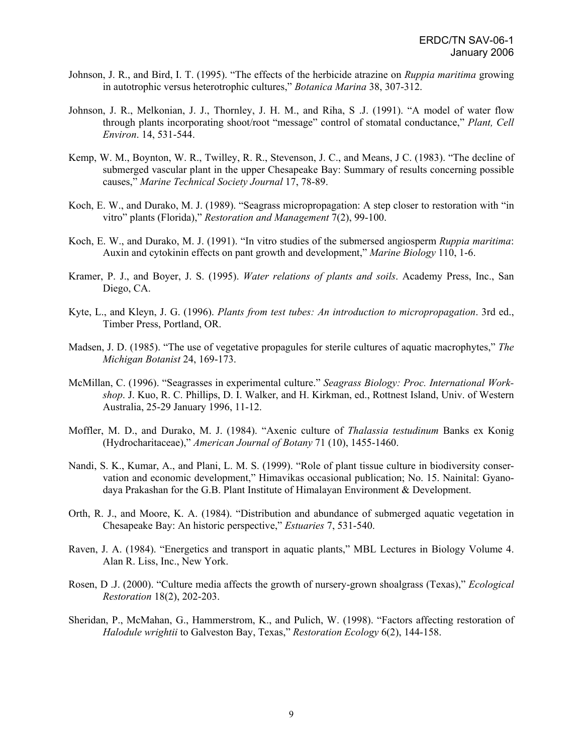Johnson, J. R., and Bird, I. T. (1995). "The effects of the herbicide atrazine on *Ruppia maritima* growing in autotrophic versus heterotrophic cultures," *Botanica Marina* 38, 307-312.

Johnson, J. R., Melkonian, J. J., Thornley, J. H. M., and Riha, S .J. (1991). "A model of water flow through plants incorporating shoot/root "message" control of stomatal conductance," *Plant, Cell Environ*. 14, 531-544.

Kemp, W. M., Boynton, W. R., Twilley, R. R., Stevenson, J. C., and Means, J C. (1983). "The decline of submerged vascular plant in the upper Chesapeake Bay: Summary of results concerning possible causes," *Marine Technical Society Journal* 17, 78-89.

Koch, E. W., and Durako, M. J. (1989). "Seagrass micropropagation: A step closer to restoration with "in vitro" plants (Florida)," *Restoration and Management* 7(2), 99-100.

Koch, E. W., and Durako, M. J. (1991). "In vitro studies of the submersed angiosperm *Ruppia maritima*: Auxin and cytokinin effects on pant growth and development," *Marine Biology* 110, 1-6.

Kramer, P. J., and Boyer, J. S. (1995). *Water relations of plants and soils*. Academy Press, Inc., San Diego, CA.

Kyte, L., and Kleyn, J. G. (1996). *Plants from test tubes: An introduction to micropropagation*. 3rd ed., Timber Press, Portland, OR.

Madsen, J. D. (1985). "The use of vegetative propagules for sterile cultures of aquatic macrophytes," *The Michigan Botanist* 24, 169-173.

McMillan, C. (1996). "Seagrasses in experimental culture." *Seagrass Biology: Proc. International Workshop*. J. Kuo, R. C. Phillips, D. I. Walker, and H. Kirkman, ed., Rottnest Island, Univ. of Western Australia, 25-29 January 1996, 11-12.

Moffler, M. D., and Durako, M. J. (1984). "Axenic culture of *Thalassia testudinum* Banks ex Konig (Hydrocharitaceae)," *American Journal of Botany* 71 (10), 1455-1460.

Nandi, S. K., Kumar, A., and Plani, L. M. S. (1999). "Role of plant tissue culture in biodiversity conservation and economic development," Himavikas occasional publication; No. 15. Nainital: Gyanodaya Prakashan for the G.B. Plant Institute of Himalayan Environment & Development.

Orth, R. J., and Moore, K. A. (1984). "Distribution and abundance of submerged aquatic vegetation in Chesapeake Bay: An historic perspective," *Estuaries* 7, 531-540.

Raven, J. A. (1984). "Energetics and transport in aquatic plants," MBL Lectures in Biology Volume 4. Alan R. Liss, Inc., New York.

Rosen, D .J. (2000). "Culture media affects the growth of nursery-grown shoalgrass (Texas)," *Ecological Restoration* 18(2), 202-203.

Sheridan, P., McMahan, G., Hammerstrom, K., and Pulich, W. (1998). "Factors affecting restoration of *Halodule wrightii* to Galveston Bay, Texas," *Restoration Ecology* 6(2), 144-158.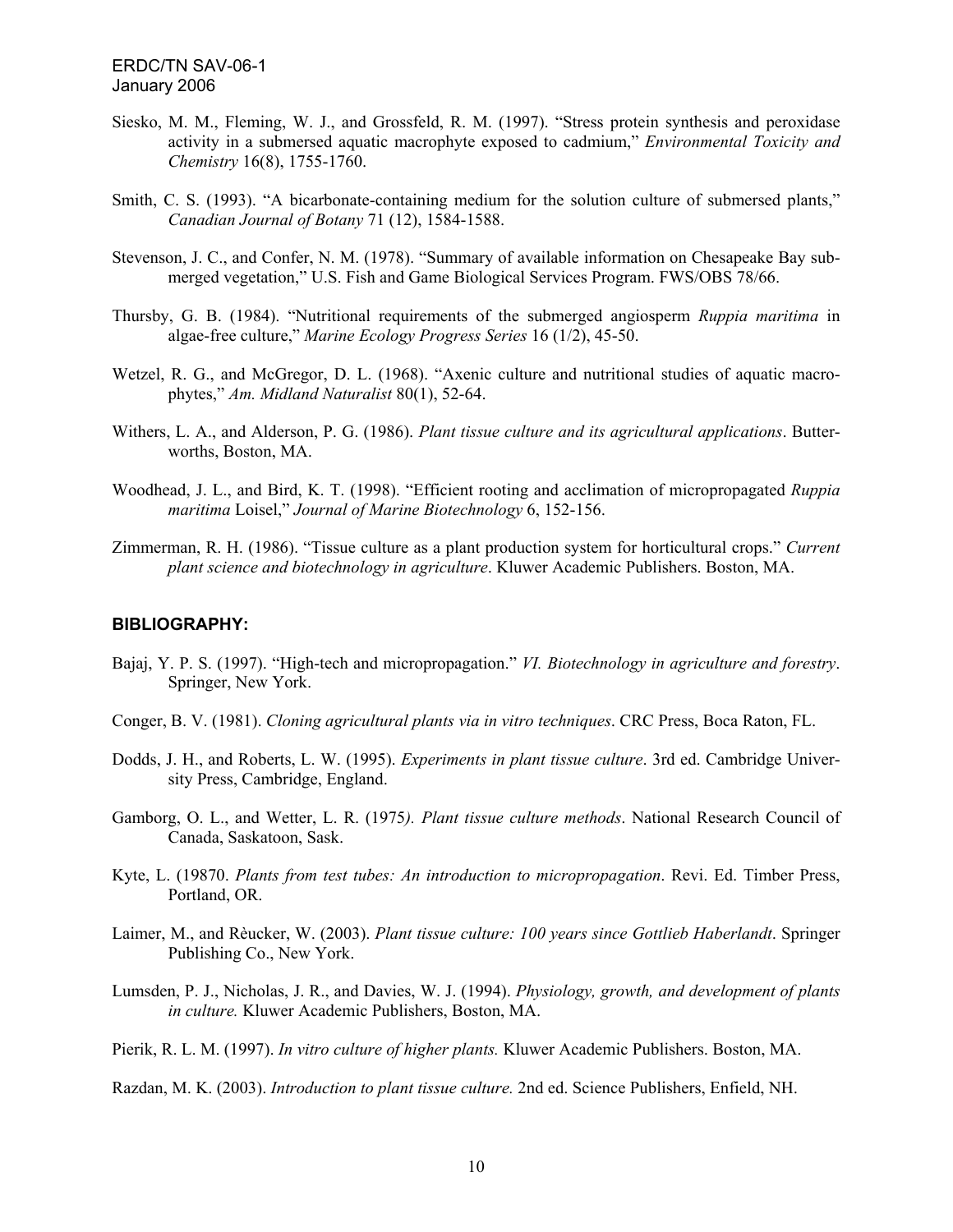Siesko, M. M., Fleming, W. J., and Grossfeld, R. M. (1997). "Stress protein synthesis and peroxidase activity in a submersed aquatic macrophyte exposed to cadmium," *Environmental Toxicity and Chemistry* 16(8), 1755-1760.

Smith, C. S. (1993). "A bicarbonate-containing medium for the solution culture of submersed plants," *Canadian Journal of Botany* 71 (12), 1584-1588.

Stevenson, J. C., and Confer, N. M. (1978). "Summary of available information on Chesapeake Bay submerged vegetation," U.S. Fish and Game Biological Services Program. FWS/OBS 78/66.

Thursby, G. B. (1984). "Nutritional requirements of the submerged angiosperm *Ruppia maritima* in algae-free culture," *Marine Ecology Progress Series* 16 (1/2), 45-50.

Wetzel, R. G., and McGregor, D. L. (1968). "Axenic culture and nutritional studies of aquatic macrophytes," *Am. Midland Naturalist* 80(1), 52-64.

Withers, L. A., and Alderson, P. G. (1986). *Plant tissue culture and its agricultural applications*. Butterworths, Boston, MA.

Woodhead, J. L., and Bird, K. T. (1998). "Efficient rooting and acclimation of micropropagated *Ruppia maritima* Loisel," *Journal of Marine Biotechnology* 6, 152-156.

Zimmerman, R. H. (1986). "Tissue culture as a plant production system for horticultural crops." *Current plant science and biotechnology in agriculture*. Kluwer Academic Publishers. Boston, MA.

## BIBLIOGRAPHY:

Bajaj, Y. P. S. (1997). "High-tech and micropropagation." *VI. Biotechnology in agriculture and forestry*. Springer, New York.

Conger, B. V. (1981). *Cloning agricultural plants via in vitro techniques*. CRC Press, Boca Raton, FL.

Dodds, J. H., and Roberts, L. W. (1995). *Experiments in plant tissue culture*. 3rd ed. Cambridge University Press, Cambridge, England.

Gamborg, O. L., and Wetter, L. R. (1975*). Plant tissue culture methods*. National Research Council of Canada, Saskatoon, Sask.

Kyte, L. (19870. *Plants from test tubes: An introduction to micropropagation*. Revi. Ed. Timber Press, Portland, OR.

Laimer, M., and Rèucker, W. (2003). *Plant tissue culture: 100 years since Gottlieb Haberlandt*. Springer Publishing Co., New York.

Lumsden, P. J., Nicholas, J. R., and Davies, W. J. (1994). *Physiology, growth, and development of plants in culture.* Kluwer Academic Publishers, Boston, MA.

Pierik, R. L. M. (1997). *In vitro culture of higher plants.* Kluwer Academic Publishers. Boston, MA.

Razdan, M. K. (2003). *Introduction to plant tissue culture.* 2nd ed. Science Publishers, Enfield, NH.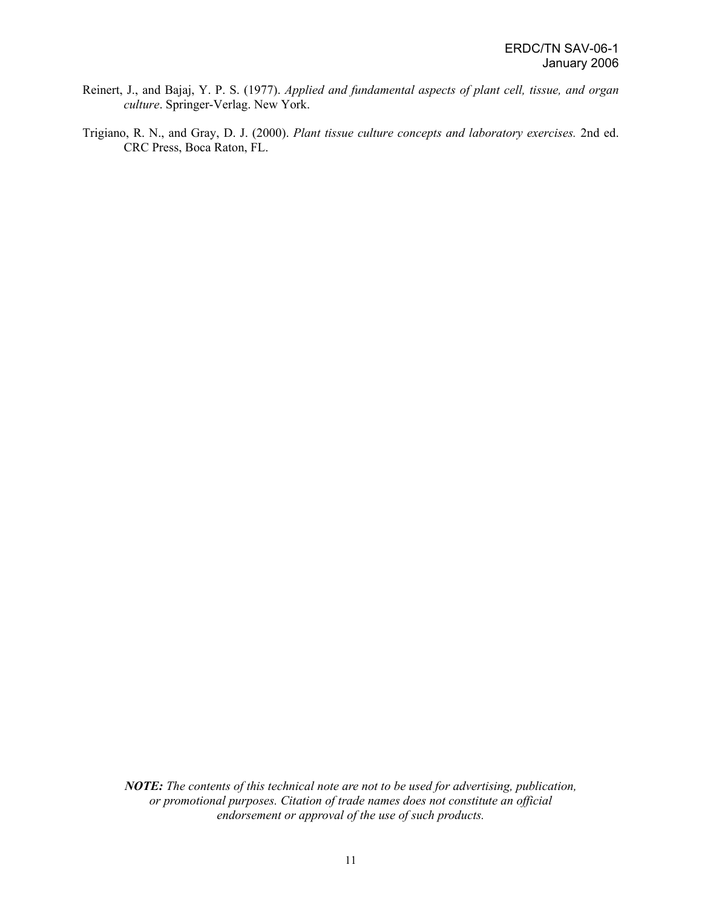Reinert, J., and Bajaj, Y. P. S. (1977). *Applied and fundamental aspects of plant cell, tissue, and organ culture*. Springer-Verlag. New York.

Trigiano, R. N., and Gray, D. J. (2000). *Plant tissue culture concepts and laboratory exercises.* 2nd ed. CRC Press, Boca Raton, FL.

***NOTE:*** *The contents of this technical note are not to be used for advertising, publication, or promotional purposes. Citation of trade names does not constitute an official endorsement or approval of the use of such products.*